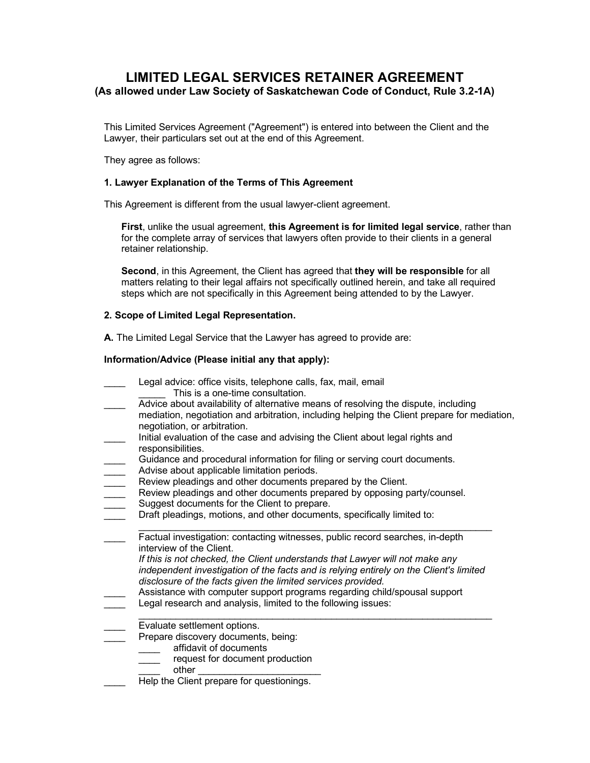# LIMITED LEGAL SERVICES RETAINER AGREEMENT

**(As allowed under Law Society of Saskatchewan Code of Conduct, Rule 3.2-1A)**

This Limited Services Agreement ("Agreement") is entered into between the Client and the Lawyer, their particulars set out at the end of this Agreement.

They agree as follows:

**1. Lawyer Explanation of the Terms of This Agreement**

This Agreement is different from the usual lawyer-client agreement.

**First**, unlike the usual agreement, **this Agreement is for limited legal service**, rather than for the complete array of services that lawyers often provide to their clients in a general retainer relationship.

**Second**, in this Agreement, the Client has agreed that **they will be responsible** for all matters relating to their legal affairs not specifically outlined herein, and take all required steps which are not specifically in this Agreement being attended to by the Lawyer.

**2. Scope of Limited Legal Representation.**

**A.** The Limited Legal Service that the Lawyer has agreed to provide are:

**Information/Advice (Please initial any that apply):**

____ Legal advice: office visits, telephone calls, fax, mail, email
  _____ This is a one-time consultation.

____ Advice about availability of alternative means of resolving the dispute, including mediation, negotiation and arbitration, including helping the Client prepare for mediation, negotiation, or arbitration.

____ Initial evaluation of the case and advising the Client about legal rights and responsibilities.

____ Guidance and procedural information for filing or serving court documents.

____ Advise about applicable limitation periods.

____ Review pleadings and other documents prepared by the Client.

____ Review pleadings and other documents prepared by opposing party/counsel.

____ Suggest documents for the Client to prepare.

____ Draft pleadings, motions, and other documents, specifically limited to:
______________________________________________________________________

____ Factual investigation: contacting witnesses, public record searches, in-depth interview of the Client.
*If this is not checked, the Client understands that Lawyer will not make any independent investigation of the facts and is relying entirely on the Client's limited disclosure of the facts given the limited services provided.*

____ Assistance with computer support programs regarding child/spousal support

____ Legal research and analysis, limited to the following issues:
______________________________________________________________________

____ Evaluate settlement options.

____ Prepare discovery documents, being:
  ____ affidavit of documents
  ____ request for document production
  ____ other ______________________

____ Help the Client prepare for questionings.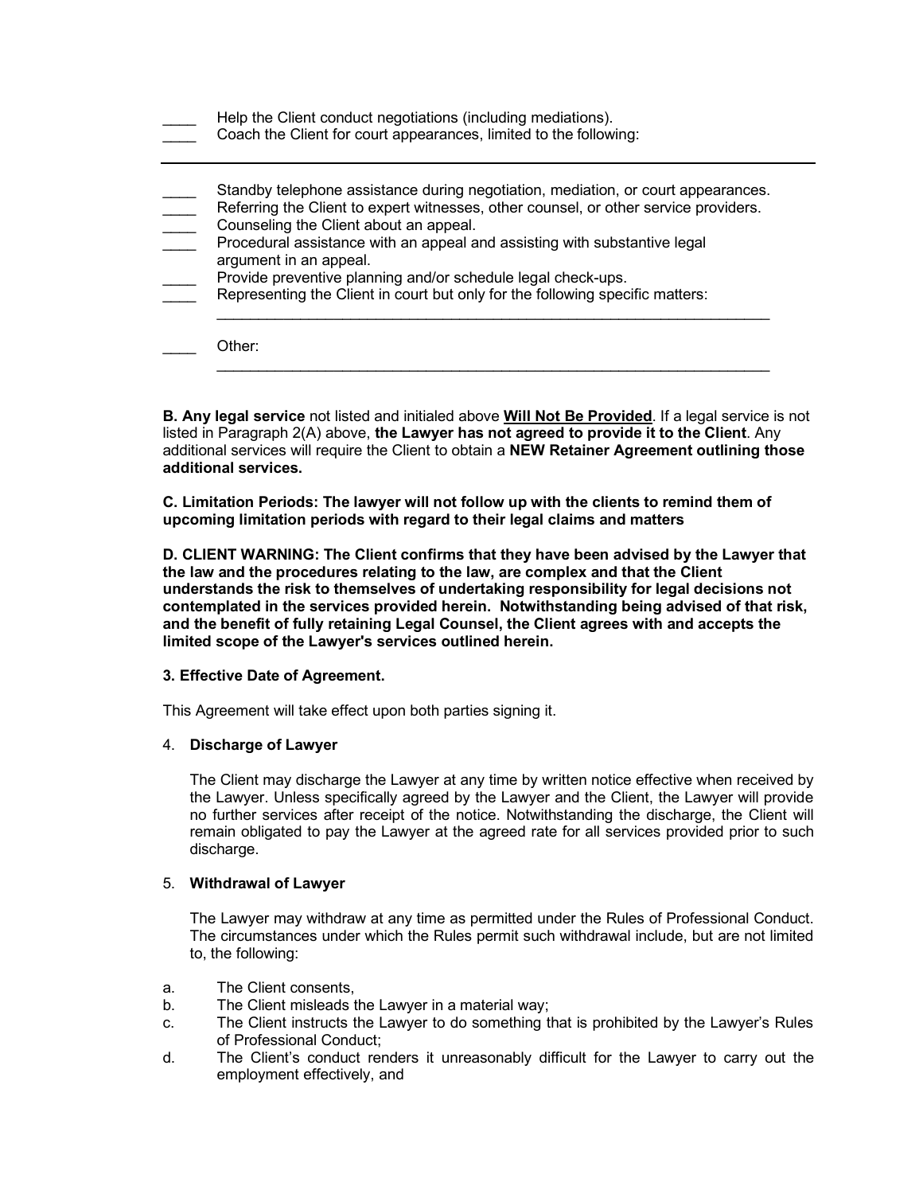____ Help the Client conduct negotiations (including mediations).
____ Coach the Client for court appearances, limited to the following:

---

____ Standby telephone assistance during negotiation, mediation, or court appearances.
____ Referring the Client to expert witnesses, other counsel, or other service providers.
____ Counseling the Client about an appeal.
____ Procedural assistance with an appeal and assisting with substantive legal argument in an appeal.
____ Provide preventive planning and/or schedule legal check-ups.
____ Representing the Client in court but only for the following specific matters:
_____________________________________________________________________

____ Other:
_____________________________________________________________________

**B. Any legal service** not listed and initialed above **Will Not Be Provided**. If a legal service is not listed in Paragraph 2(A) above, **the Lawyer has not agreed to provide it to the Client**. Any additional services will require the Client to obtain a **NEW Retainer Agreement outlining those additional services.**

**C. Limitation Periods: The lawyer will not follow up with the clients to remind them of upcoming limitation periods with regard to their legal claims and matters**

**D. CLIENT WARNING: The Client confirms that they have been advised by the Lawyer that the law and the procedures relating to the law, are complex and that the Client understands the risk to themselves of undertaking responsibility for legal decisions not contemplated in the services provided herein. Notwithstanding being advised of that risk, and the benefit of fully retaining Legal Counsel, the Client agrees with and accepts the limited scope of the Lawyer's services outlined herein.**

**3. Effective Date of Agreement.**

This Agreement will take effect upon both parties signing it.

4. **Discharge of Lawyer**

The Client may discharge the Lawyer at any time by written notice effective when received by the Lawyer. Unless specifically agreed by the Lawyer and the Client, the Lawyer will provide no further services after receipt of the notice. Notwithstanding the discharge, the Client will remain obligated to pay the Lawyer at the agreed rate for all services provided prior to such discharge.

5. **Withdrawal of Lawyer**

The Lawyer may withdraw at any time as permitted under the Rules of Professional Conduct. The circumstances under which the Rules permit such withdrawal include, but are not limited to, the following:

a. The Client consents,
b. The Client misleads the Lawyer in a material way;
c. The Client instructs the Lawyer to do something that is prohibited by the Lawyer's Rules of Professional Conduct;
d. The Client's conduct renders it unreasonably difficult for the Lawyer to carry out the employment effectively, and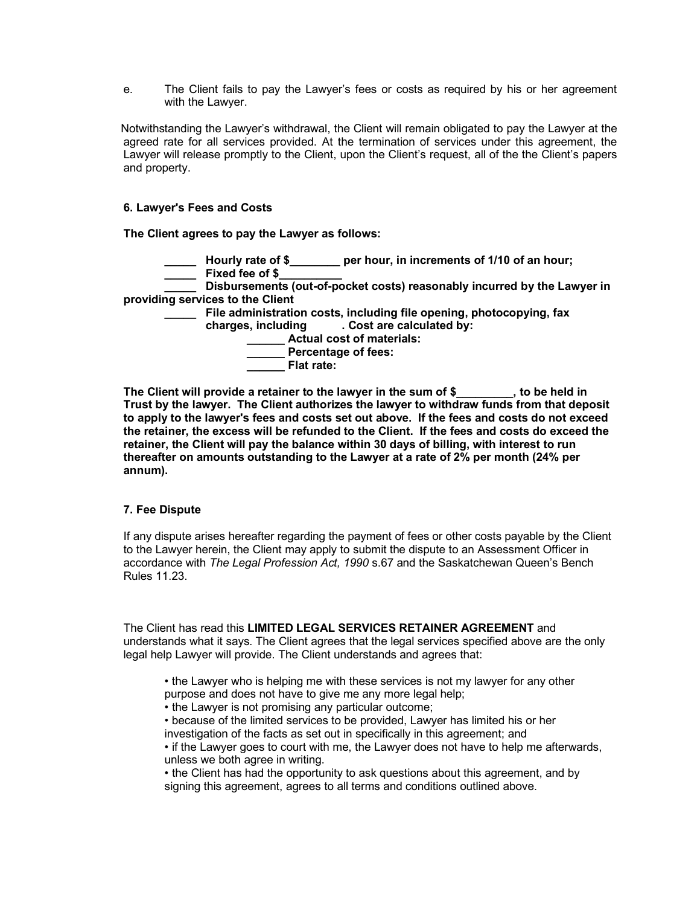e. The Client fails to pay the Lawyer's fees or costs as required by his or her agreement with the Lawyer.

Notwithstanding the Lawyer's withdrawal, the Client will remain obligated to pay the Lawyer at the agreed rate for all services provided. At the termination of services under this agreement, the Lawyer will release promptly to the Client, upon the Client's request, all of the the Client's papers and property.

**6. Lawyer's Fees and Costs**

**The Client agrees to pay the Lawyer as follows:**

**_____ Hourly rate of $________ per hour, in increments of 1/10 of an hour;**
**_____ Fixed fee of $__________**
**_____ Disbursements (out-of-pocket costs) reasonably incurred by the Lawyer in providing services to the Client**
**_____ File administration costs, including file opening, photocopying, fax charges, including . Cost are calculated by:**
**______ Actual cost of materials:**
**______ Percentage of fees:**
**______ Flat rate:**

**The Client will provide a retainer to the lawyer in the sum of $_________, to be held in Trust by the lawyer. The Client authorizes the lawyer to withdraw funds from that deposit to apply to the lawyer's fees and costs set out above. If the fees and costs do not exceed the retainer, the excess will be refunded to the Client. If the fees and costs do exceed the retainer, the Client will pay the balance within 30 days of billing, with interest to run thereafter on amounts outstanding to the Lawyer at a rate of 2% per month (24% per annum).**

**7. Fee Dispute**

If any dispute arises hereafter regarding the payment of fees or other costs payable by the Client to the Lawyer herein, the Client may apply to submit the dispute to an Assessment Officer in accordance with *The Legal Profession Act, 1990* s.67 and the Saskatchewan Queen's Bench Rules 11.23.

The Client has read this **LIMITED LEGAL SERVICES RETAINER AGREEMENT** and understands what it says. The Client agrees that the legal services specified above are the only legal help Lawyer will provide. The Client understands and agrees that:

- the Lawyer who is helping me with these services is not my lawyer for any other purpose and does not have to give me any more legal help;
- the Lawyer is not promising any particular outcome;
- because of the limited services to be provided, Lawyer has limited his or her investigation of the facts as set out in specifically in this agreement; and
- if the Lawyer goes to court with me, the Lawyer does not have to help me afterwards, unless we both agree in writing.
- the Client has had the opportunity to ask questions about this agreement, and by signing this agreement, agrees to all terms and conditions outlined above.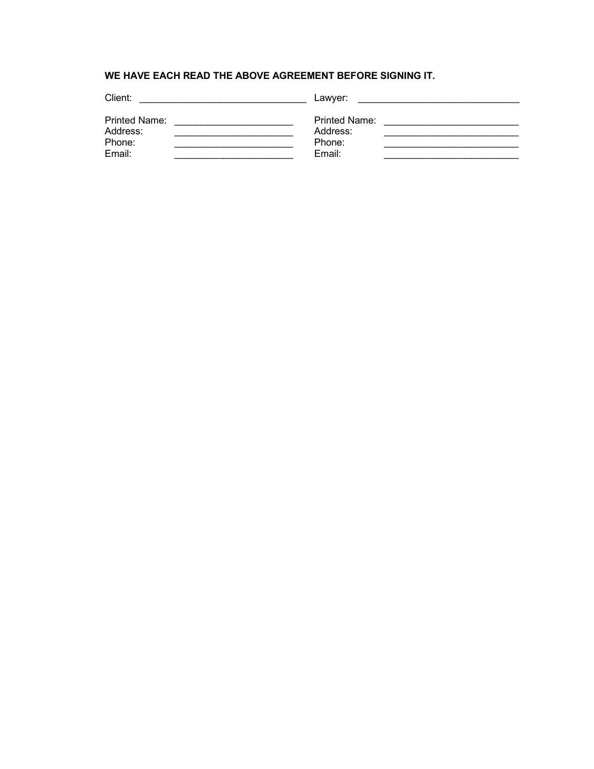**WE HAVE EACH READ THE ABOVE AGREEMENT BEFORE SIGNING IT.**

| | | | |
|---|---|---|---|
| Client: | ______________________________ | Lawyer: | ______________________________ |
| Printed Name: | ______________________ | Printed Name: | _________________________ |
| Address: | ______________________ | Address: | _________________________ |
| Phone: | ______________________ | Phone: | _________________________ |
| Email: | ______________________ | Email: | _________________________ |